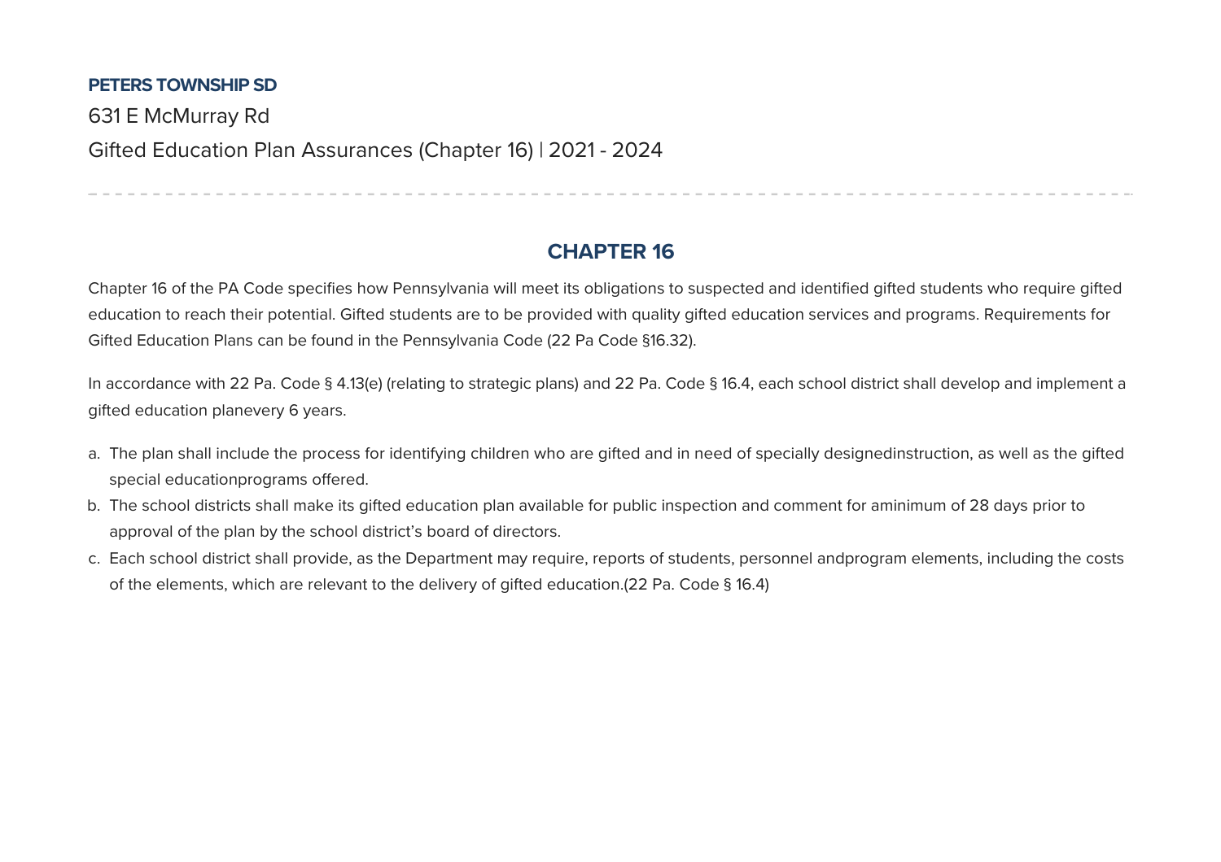**PETERS TOWNSHIP SD**

631 E McMurray Rd

Gifted Education Plan Assurances (Chapter 16) | 2021 - 2024

## CHAPTER 16

Chapter 16 of the PA Code specifies how Pennsylvania will meet its obligations to suspected and identified gifted students who require gifted education to reach their potential. Gifted students are to be provided with quality gifted education services and programs. Requirements for Gifted Education Plans can be found in the Pennsylvania Code (22 Pa Code §16.32).

In accordance with 22 Pa. Code § 4.13(e) (relating to strategic plans) and 22 Pa. Code § 16.4, each school district shall develop and implement a gifted education planevery 6 years.

a. The plan shall include the process for identifying children who are gifted and in need of specially designedinstruction, as well as the gifted special educationprograms offered.
b. The school districts shall make its gifted education plan available for public inspection and comment for aminimum of 28 days prior to approval of the plan by the school district's board of directors.
c. Each school district shall provide, as the Department may require, reports of students, personnel andprogram elements, including the costs of the elements, which are relevant to the delivery of gifted education.(22 Pa. Code § 16.4)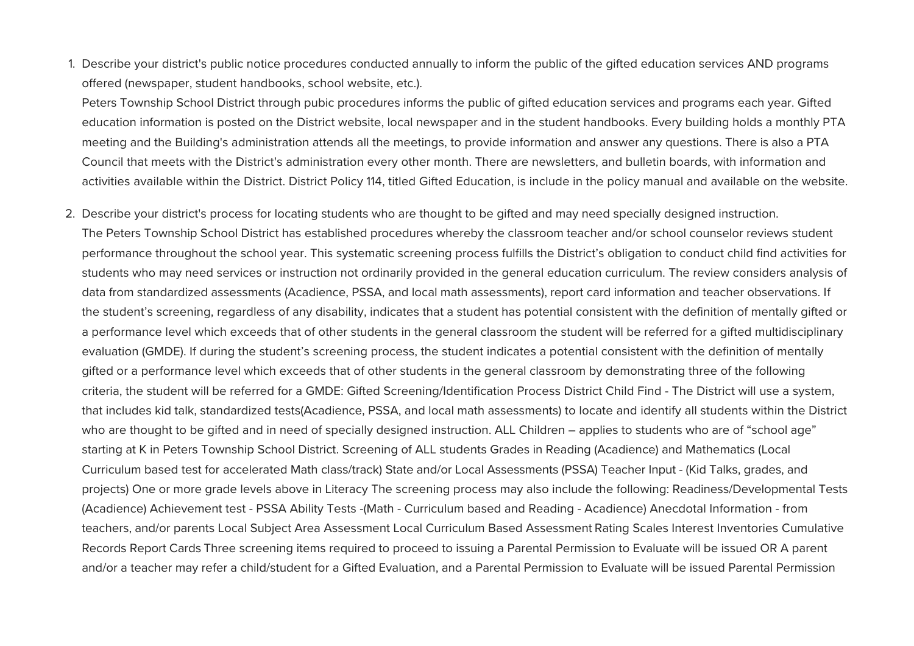1. Describe your district's public notice procedures conducted annually to inform the public of the gifted education services AND programs offered (newspaper, student handbooks, school website, etc.).

   Peters Township School District through pubic procedures informs the public of gifted education services and programs each year. Gifted education information is posted on the District website, local newspaper and in the student handbooks. Every building holds a monthly PTA meeting and the Building's administration attends all the meetings, to provide information and answer any questions. There is also a PTA Council that meets with the District's administration every other month. There are newsletters, and bulletin boards, with information and activities available within the District. District Policy 114, titled Gifted Education, is include in the policy manual and available on the website.

2. Describe your district's process for locating students who are thought to be gifted and may need specially designed instruction.

   The Peters Township School District has established procedures whereby the classroom teacher and/or school counselor reviews student performance throughout the school year. This systematic screening process fulfills the District's obligation to conduct child find activities for students who may need services or instruction not ordinarily provided in the general education curriculum. The review considers analysis of data from standardized assessments (Acadience, PSSA, and local math assessments), report card information and teacher observations. If the student's screening, regardless of any disability, indicates that a student has potential consistent with the definition of mentally gifted or a performance level which exceeds that of other students in the general classroom the student will be referred for a gifted multidisciplinary evaluation (GMDE). If during the student's screening process, the student indicates a potential consistent with the definition of mentally gifted or a performance level which exceeds that of other students in the general classroom by demonstrating three of the following criteria, the student will be referred for a GMDE: Gifted Screening/Identification Process District Child Find - The District will use a system, that includes kid talk, standardized tests(Acadience, PSSA, and local math assessments) to locate and identify all students within the District who are thought to be gifted and in need of specially designed instruction. ALL Children – applies to students who are of "school age" starting at K in Peters Township School District. Screening of ALL students Grades in Reading (Acadience) and Mathematics (Local Curriculum based test for accelerated Math class/track) State and/or Local Assessments (PSSA) Teacher Input - (Kid Talks, grades, and projects) One or more grade levels above in Literacy The screening process may also include the following: Readiness/Developmental Tests (Acadience) Achievement test - PSSA Ability Tests -(Math - Curriculum based and Reading - Acadience) Anecdotal Information - from teachers, and/or parents Local Subject Area Assessment Local Curriculum Based Assessment Rating Scales Interest Inventories Cumulative Records Report Cards Three screening items required to proceed to issuing a Parental Permission to Evaluate will be issued OR A parent and/or a teacher may refer a child/student for a Gifted Evaluation, and a Parental Permission to Evaluate will be issued Parental Permission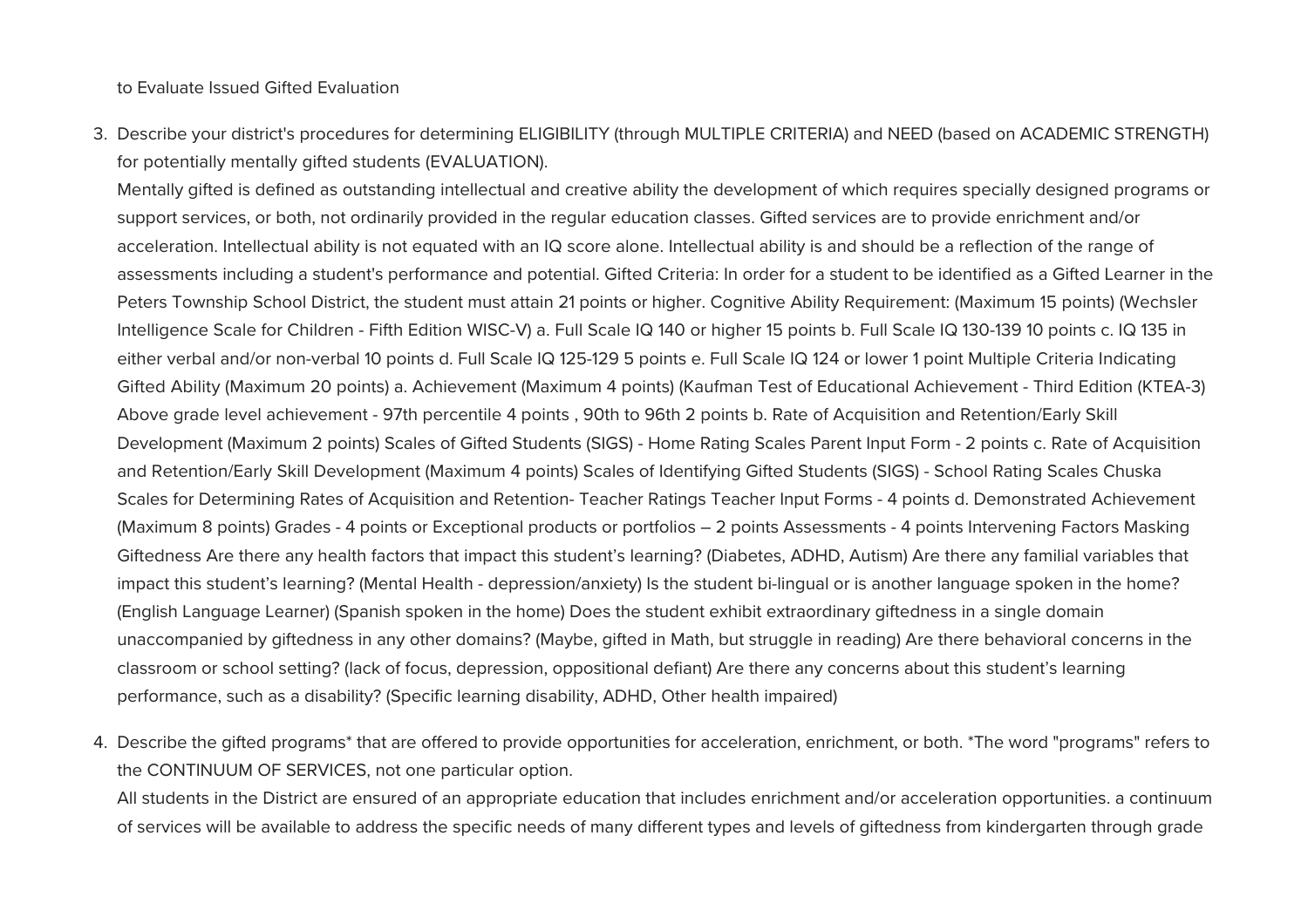to Evaluate Issued Gifted Evaluation

3. Describe your district's procedures for determining ELIGIBILITY (through MULTIPLE CRITERIA) and NEED (based on ACADEMIC STRENGTH) for potentially mentally gifted students (EVALUATION).
   Mentally gifted is defined as outstanding intellectual and creative ability the development of which requires specially designed programs or support services, or both, not ordinarily provided in the regular education classes. Gifted services are to provide enrichment and/or acceleration. Intellectual ability is not equated with an IQ score alone. Intellectual ability is and should be a reflection of the range of assessments including a student's performance and potential. Gifted Criteria: In order for a student to be identified as a Gifted Learner in the Peters Township School District, the student must attain 21 points or higher. Cognitive Ability Requirement: (Maximum 15 points) (Wechsler Intelligence Scale for Children - Fifth Edition WISC-V) a. Full Scale IQ 140 or higher 15 points b. Full Scale IQ 130-139 10 points c. IQ 135 in either verbal and/or non-verbal 10 points d. Full Scale IQ 125-129 5 points e. Full Scale IQ 124 or lower 1 point Multiple Criteria Indicating Gifted Ability (Maximum 20 points) a. Achievement (Maximum 4 points) (Kaufman Test of Educational Achievement - Third Edition (KTEA-3) Above grade level achievement - 97th percentile 4 points , 90th to 96th 2 points b. Rate of Acquisition and Retention/Early Skill Development (Maximum 2 points) Scales of Gifted Students (SIGS) - Home Rating Scales Parent Input Form - 2 points c. Rate of Acquisition and Retention/Early Skill Development (Maximum 4 points) Scales of Identifying Gifted Students (SIGS) - School Rating Scales Chuska Scales for Determining Rates of Acquisition and Retention- Teacher Ratings Teacher Input Forms - 4 points d. Demonstrated Achievement (Maximum 8 points) Grades - 4 points or Exceptional products or portfolios – 2 points Assessments - 4 points Intervening Factors Masking Giftedness Are there any health factors that impact this student's learning? (Diabetes, ADHD, Autism) Are there any familial variables that impact this student's learning? (Mental Health - depression/anxiety) Is the student bi-lingual or is another language spoken in the home? (English Language Learner) (Spanish spoken in the home) Does the student exhibit extraordinary giftedness in a single domain unaccompanied by giftedness in any other domains? (Maybe, gifted in Math, but struggle in reading) Are there behavioral concerns in the classroom or school setting? (lack of focus, depression, oppositional defiant) Are there any concerns about this student's learning performance, such as a disability? (Specific learning disability, ADHD, Other health impaired)

4. Describe the gifted programs* that are offered to provide opportunities for acceleration, enrichment, or both. *The word "programs" refers to the CONTINUUM OF SERVICES, not one particular option.
   All students in the District are ensured of an appropriate education that includes enrichment and/or acceleration opportunities. a continuum of services will be available to address the specific needs of many different types and levels of giftedness from kindergarten through grade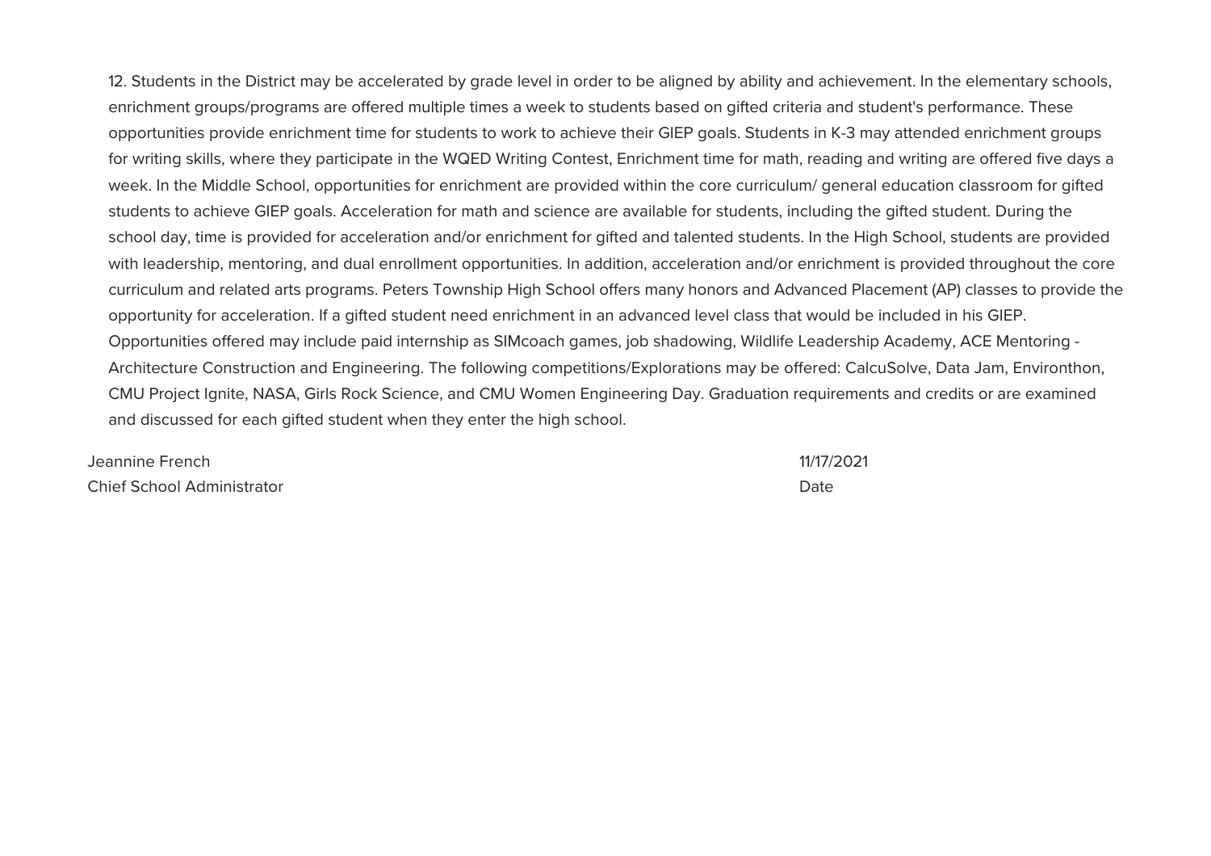12. Students in the District may be accelerated by grade level in order to be aligned by ability and achievement. In the elementary schools, enrichment groups/programs are offered multiple times a week to students based on gifted criteria and student's performance. These opportunities provide enrichment time for students to work to achieve their GIEP goals. Students in K-3 may attended enrichment groups for writing skills, where they participate in the WQED Writing Contest, Enrichment time for math, reading and writing are offered five days a week. In the Middle School, opportunities for enrichment are provided within the core curriculum/ general education classroom for gifted students to achieve GIEP goals. Acceleration for math and science are available for students, including the gifted student. During the school day, time is provided for acceleration and/or enrichment for gifted and talented students. In the High School, students are provided with leadership, mentoring, and dual enrollment opportunities. In addition, acceleration and/or enrichment is provided throughout the core curriculum and related arts programs. Peters Township High School offers many honors and Advanced Placement (AP) classes to provide the opportunity for acceleration. If a gifted student need enrichment in an advanced level class that would be included in his GIEP. Opportunities offered may include paid internship as SIMcoach games, job shadowing, Wildlife Leadership Academy, ACE Mentoring - Architecture Construction and Engineering. The following competitions/Explorations may be offered: CalcuSolve, Data Jam, Environthon, CMU Project Ignite, NASA, Girls Rock Science, and CMU Women Engineering Day. Graduation requirements and credits or are examined and discussed for each gifted student when they enter the high school.

Jeannine French
Chief School Administrator

11/17/2021
Date